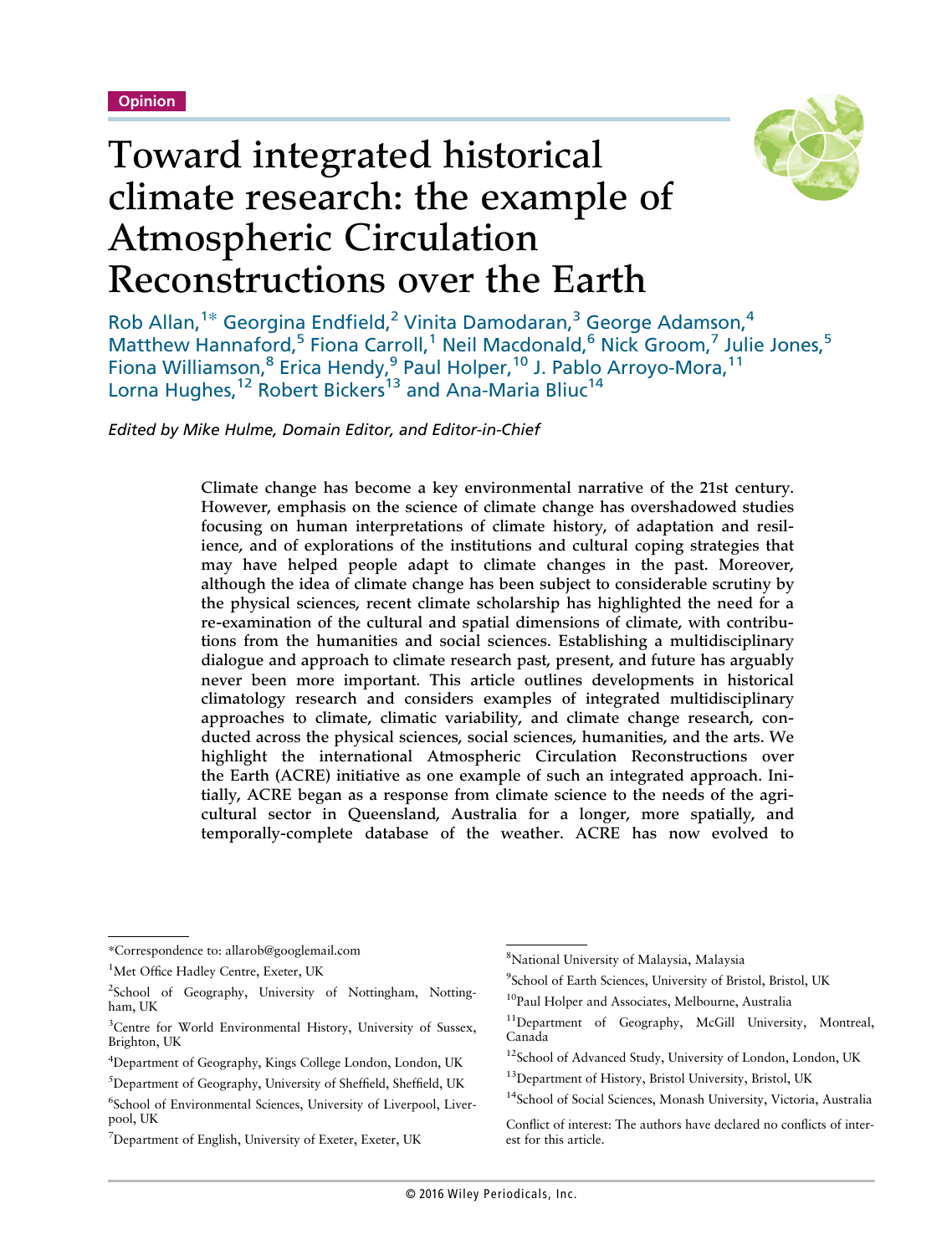Opinion

# Toward integrated historical climate research: the example of Atmospheric Circulation Reconstructions over the Earth

Rob Allan,[1*] Georgina Endfield,[2] Vinita Damodaran,[3] George Adamson,[4] Matthew Hannaford,[5] Fiona Carroll,[1] Neil Macdonald,[6] Nick Groom,[7] Julie Jones,[5] Fiona Williamson,[8] Erica Hendy,[9] Paul Holper,[10] J. Pablo Arroyo-Mora,[11] Lorna Hughes,[12] Robert Bickers[13] and Ana-Maria Bliuc[14]

*Edited by Mike Hulme, Domain Editor, and Editor-in-Chief*

Climate change has become a key environmental narrative of the 21st century. However, emphasis on the science of climate change has overshadowed studies focusing on human interpretations of climate history, of adaptation and resilience, and of explorations of the institutions and cultural coping strategies that may have helped people adapt to climate changes in the past. Moreover, although the idea of climate change has been subject to considerable scrutiny by the physical sciences, recent climate scholarship has highlighted the need for a re-examination of the cultural and spatial dimensions of climate, with contributions from the humanities and social sciences. Establishing a multidisciplinary dialogue and approach to climate research past, present, and future has arguably never been more important. This article outlines developments in historical climatology research and considers examples of integrated multidisciplinary approaches to climate, climatic variability, and climate change research, conducted across the physical sciences, social sciences, humanities, and the arts. We highlight the international Atmospheric Circulation Reconstructions over the Earth (ACRE) initiative as one example of such an integrated approach. Initially, ACRE began as a response from climate science to the needs of the agricultural sector in Queensland, Australia for a longer, more spatially, and temporally-complete database of the weather. ACRE has now evolved to

---

*Correspondence to: allarob@googlemail.com

[1]Met Office Hadley Centre, Exeter, UK

[2]School of Geography, University of Nottingham, Nottingham, UK

[3]Centre for World Environmental History, University of Sussex, Brighton, UK

[4]Department of Geography, Kings College London, London, UK

[5]Department of Geography, University of Sheffield, Sheffield, UK

[6]School of Environmental Sciences, University of Liverpool, Liverpool, UK

[7]Department of English, University of Exeter, Exeter, UK

[8]National University of Malaysia, Malaysia

[9]School of Earth Sciences, University of Bristol, Bristol, UK

[10]Paul Holper and Associates, Melbourne, Australia

[11]Department of Geography, McGill University, Montreal, Canada

[12]School of Advanced Study, University of London, London, UK

[13]Department of History, Bristol University, Bristol, UK

[14]School of Social Sciences, Monash University, Victoria, Australia

Conflict of interest: The authors have declared no conflicts of interest for this article.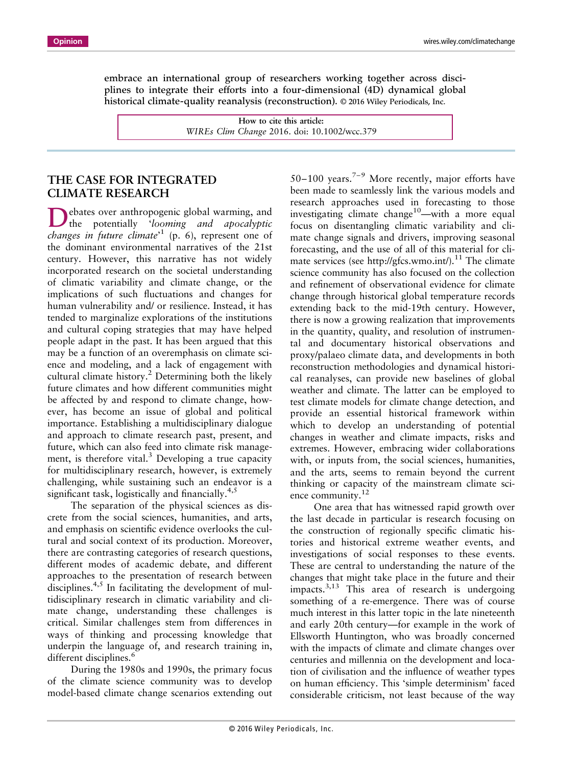**embrace an international group of researchers working together across disciplines to integrate their efforts into a four-dimensional (4D) dynamical global historical climate-quality reanalysis (reconstruction).** © 2016 Wiley Periodicals, Inc.

How to cite this article:
*WIREs Clim Change* 2016. doi: 10.1002/wcc.379

## THE CASE FOR INTEGRATED CLIMATE RESEARCH

Debates over anthropogenic global warming, and the potentially '*looming and apocalyptic changes in future climate*'[1] (p. 6), represent one of the dominant environmental narratives of the 21st century. However, this narrative has not widely incorporated research on the societal understanding of climatic variability and climate change, or the implications of such fluctuations and changes for human vulnerability and/ or resilience. Instead, it has tended to marginalize explorations of the institutions and cultural coping strategies that may have helped people adapt in the past. It has been argued that this may be a function of an overemphasis on climate science and modeling, and a lack of engagement with cultural climate history.[2] Determining both the likely future climates and how different communities might be affected by and respond to climate change, however, has become an issue of global and political importance. Establishing a multidisciplinary dialogue and approach to climate research past, present, and future, which can also feed into climate risk management, is therefore vital.[3] Developing a true capacity for multidisciplinary research, however, is extremely challenging, while sustaining such an endeavor is a significant task, logistically and financially.[4,5]

The separation of the physical sciences as discrete from the social sciences, humanities, and arts, and emphasis on scientific evidence overlooks the cultural and social context of its production. Moreover, there are contrasting categories of research questions, different modes of academic debate, and different approaches to the presentation of research between disciplines.[4,5] In facilitating the development of multidisciplinary research in climatic variability and climate change, understanding these challenges is critical. Similar challenges stem from differences in ways of thinking and processing knowledge that underpin the language of, and research training in, different disciplines.[6]

During the 1980s and 1990s, the primary focus of the climate science community was to develop model-based climate change scenarios extending out 50–100 years.[7–9] More recently, major efforts have been made to seamlessly link the various models and research approaches used in forecasting to those investigating climate change[10]—with a more equal focus on disentangling climatic variability and climate change signals and drivers, improving seasonal forecasting, and the use of all of this material for climate services (see http://gfcs.wmo.int/).[11] The climate science community has also focused on the collection and refinement of observational evidence for climate change through historical global temperature records extending back to the mid-19th century. However, there is now a growing realization that improvements in the quantity, quality, and resolution of instrumental and documentary historical observations and proxy/palaeo climate data, and developments in both reconstruction methodologies and dynamical historical reanalyses, can provide new baselines of global weather and climate. The latter can be employed to test climate models for climate change detection, and provide an essential historical framework within which to develop an understanding of potential changes in weather and climate impacts, risks and extremes. However, embracing wider collaborations with, or inputs from, the social sciences, humanities, and the arts, seems to remain beyond the current thinking or capacity of the mainstream climate science community.[12]

One area that has witnessed rapid growth over the last decade in particular is research focusing on the construction of regionally specific climatic histories and historical extreme weather events, and investigations of social responses to these events. These are central to understanding the nature of the changes that might take place in the future and their impacts.[3,13] This area of research is undergoing something of a re-emergence. There was of course much interest in this latter topic in the late nineteenth and early 20th century—for example in the work of Ellsworth Huntington, who was broadly concerned with the impacts of climate and climate changes over centuries and millennia on the development and location of civilisation and the influence of weather types on human efficiency. This 'simple determinism' faced considerable criticism, not least because of the way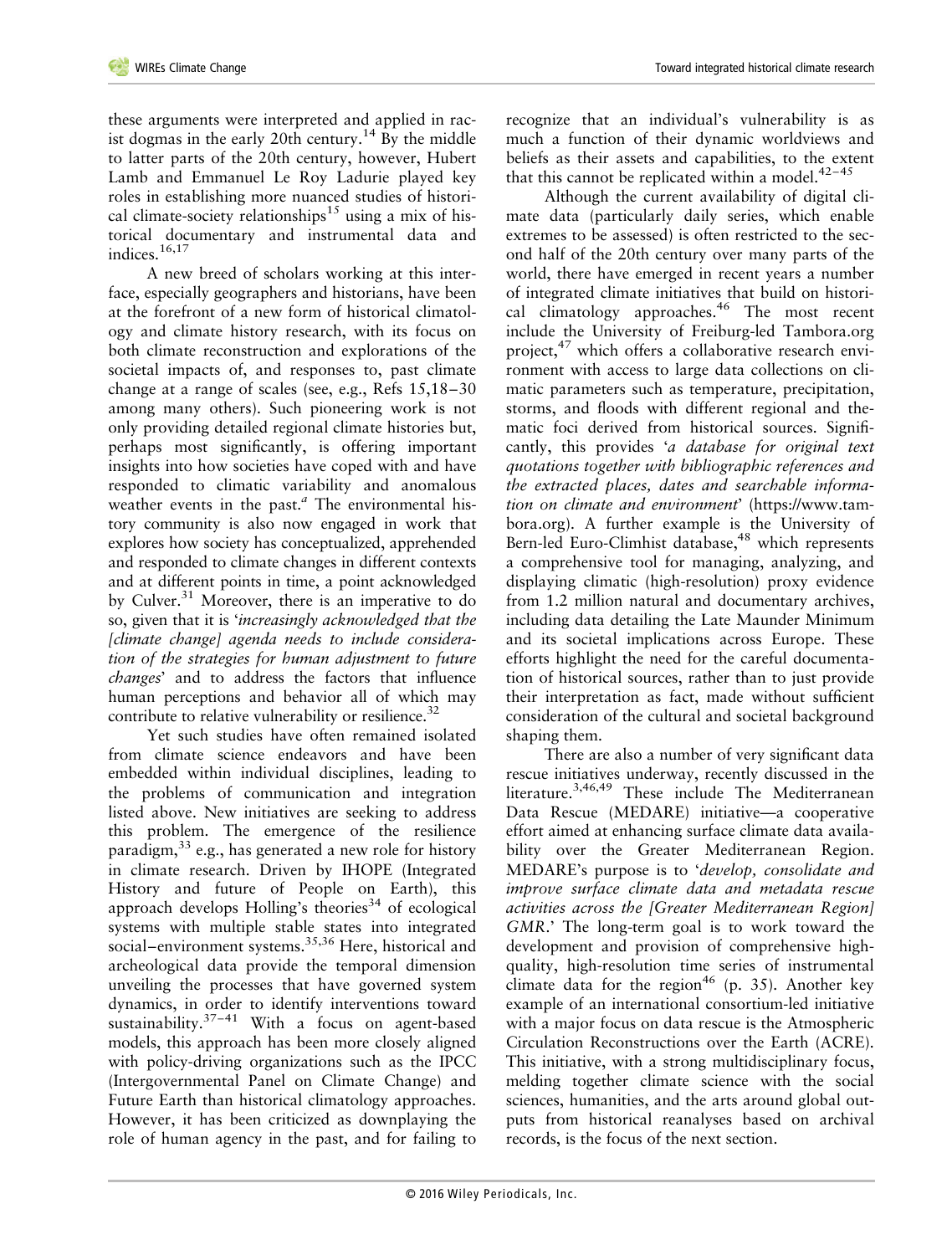these arguments were interpreted and applied in racist dogmas in the early 20th century.[14] By the middle to latter parts of the 20th century, however, Hubert Lamb and Emmanuel Le Roy Ladurie played key roles in establishing more nuanced studies of historical climate-society relationships[15] using a mix of historical documentary and instrumental data and indices.[16,17]

A new breed of scholars working at this interface, especially geographers and historians, have been at the forefront of a new form of historical climatology and climate history research, with its focus on both climate reconstruction and explorations of the societal impacts of, and responses to, past climate change at a range of scales (see, e.g., Refs 15,18–30 among many others). Such pioneering work is not only providing detailed regional climate histories but, perhaps most significantly, is offering important insights into how societies have coped with and have responded to climatic variability and anomalous weather events in the past.[a] The environmental history community is also now engaged in work that explores how society has conceptualized, apprehended and responded to climate changes in different contexts and at different points in time, a point acknowledged by Culver.[31] Moreover, there is an imperative to do so, given that it is '*increasingly acknowledged that the [climate change] agenda needs to include consideration of the strategies for human adjustment to future changes*' and to address the factors that influence human perceptions and behavior all of which may contribute to relative vulnerability or resilience.[32]

Yet such studies have often remained isolated from climate science endeavors and have been embedded within individual disciplines, leading to the problems of communication and integration listed above. New initiatives are seeking to address this problem. The emergence of the resilience paradigm,[33] e.g., has generated a new role for history in climate research. Driven by IHOPE (Integrated History and future of People on Earth), this approach develops Holling's theories[34] of ecological systems with multiple stable states into integrated social–environment systems.[35,36] Here, historical and archeological data provide the temporal dimension unveiling the processes that have governed system dynamics, in order to identify interventions toward sustainability.[37–41] With a focus on agent-based models, this approach has been more closely aligned with policy-driving organizations such as the IPCC (Intergovernmental Panel on Climate Change) and Future Earth than historical climatology approaches. However, it has been criticized as downplaying the role of human agency in the past, and for failing to recognize that an individual's vulnerability is as much a function of their dynamic worldviews and beliefs as their assets and capabilities, to the extent that this cannot be replicated within a model.[42–45]

Although the current availability of digital climate data (particularly daily series, which enable extremes to be assessed) is often restricted to the second half of the 20th century over many parts of the world, there have emerged in recent years a number of integrated climate initiatives that build on historical climatology approaches.[46] The most recent include the University of Freiburg-led Tambora.org project,[47] which offers a collaborative research environment with access to large data collections on climatic parameters such as temperature, precipitation, storms, and floods with different regional and thematic foci derived from historical sources. Significantly, this provides '*a database for original text quotations together with bibliographic references and the extracted places, dates and searchable information on climate and environment*' (https://www.tambora.org). A further example is the University of Bern-led Euro-Climhist database,[48] which represents a comprehensive tool for managing, analyzing, and displaying climatic (high-resolution) proxy evidence from 1.2 million natural and documentary archives, including data detailing the Late Maunder Minimum and its societal implications across Europe. These efforts highlight the need for the careful documentation of historical sources, rather than to just provide their interpretation as fact, made without sufficient consideration of the cultural and societal background shaping them.

There are also a number of very significant data rescue initiatives underway, recently discussed in the literature.[3,46,49] These include The Mediterranean Data Rescue (MEDARE) initiative—a cooperative effort aimed at enhancing surface climate data availability over the Greater Mediterranean Region. MEDARE's purpose is to '*develop, consolidate and improve surface climate data and metadata rescue activities across the [Greater Mediterranean Region] GMR*.' The long-term goal is to work toward the development and provision of comprehensive high-quality, high-resolution time series of instrumental climate data for the region[46] (p. 35). Another key example of an international consortium-led initiative with a major focus on data rescue is the Atmospheric Circulation Reconstructions over the Earth (ACRE). This initiative, with a strong multidisciplinary focus, melding together climate science with the social sciences, humanities, and the arts around global outputs from historical reanalyses based on archival records, is the focus of the next section.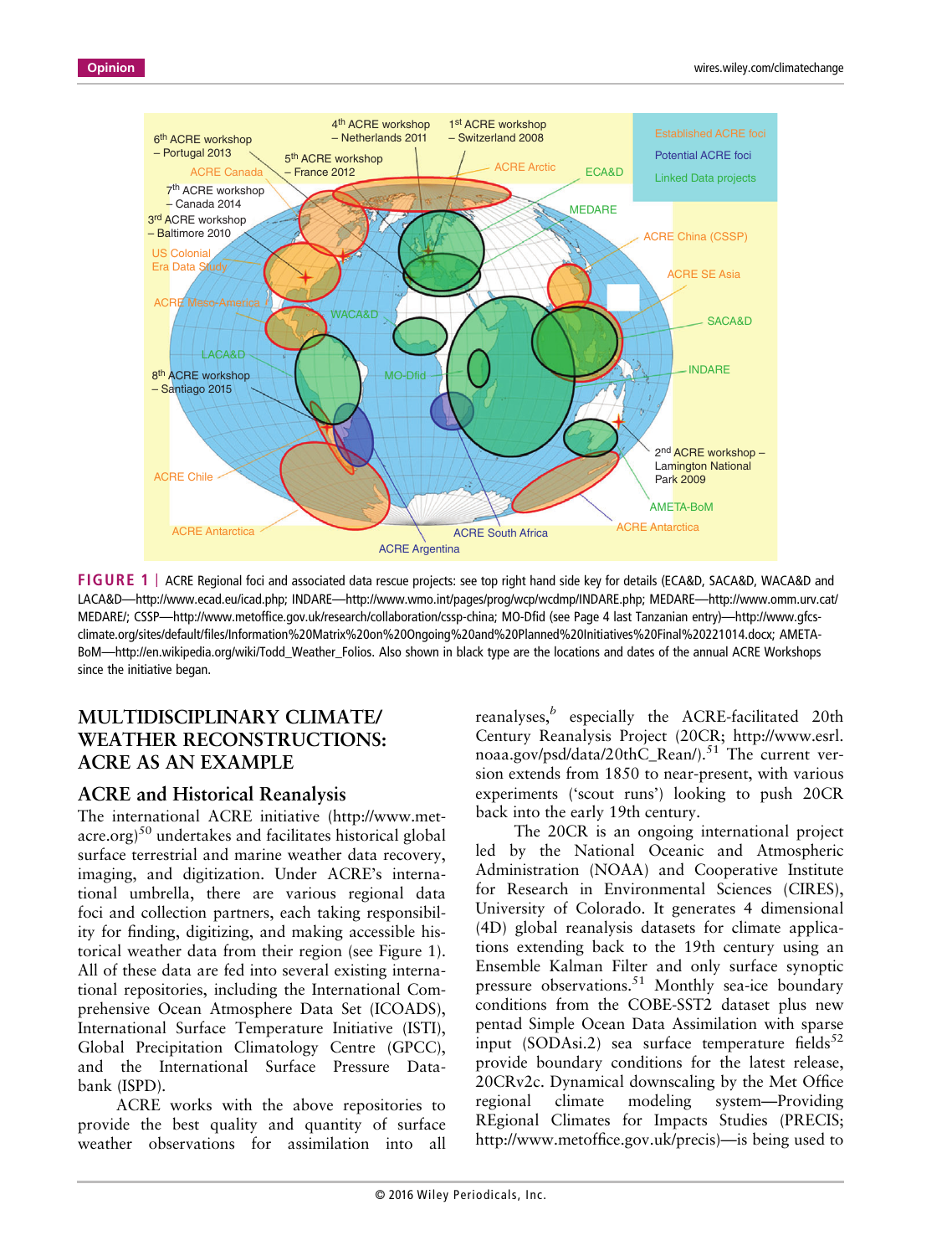FIGURE 1 | ACRE Regional foci and associated data rescue projects: see top right hand side key for details (ECA&D, SACA&D, WACA&D and LACA&D—http://www.ecad.eu/icad.php; INDARE—http://www.wmo.int/pages/prog/wcp/wcdmp/INDARE.php; MEDARE—http://www.omm.urv.cat/MEDARE/; CSSP—http://www.metoffice.gov.uk/research/collaboration/cssp-china; MO-Dfid (see Page 4 last Tanzanian entry)—http://www.gfcs-climate.org/sites/default/files/Information%20Matrix%20on%20Ongoing%20and%20Planned%20Initiatives%20Final%20221014.docx; AMETA-BoM—http://en.wikipedia.org/wiki/Todd_Weather_Folios. Also shown in black type are the locations and dates of the annual ACRE Workshops since the initiative began.

## MULTIDISCIPLINARY CLIMATE/WEATHER RECONSTRUCTIONS: ACRE AS AN EXAMPLE

### ACRE and Historical Reanalysis

The international ACRE initiative (http://www.met-acre.org)[50] undertakes and facilitates historical global surface terrestrial and marine weather data recovery, imaging, and digitization. Under ACRE's international umbrella, there are various regional data foci and collection partners, each taking responsibility for finding, digitizing, and making accessible historical weather data from their region (see Figure 1). All of these data are fed into several existing international repositories, including the International Comprehensive Ocean Atmosphere Data Set (ICOADS), International Surface Temperature Initiative (ISTI), Global Precipitation Climatology Centre (GPCC), and the International Surface Pressure Databank (ISPD).

ACRE works with the above repositories to provide the best quality and quantity of surface weather observations for assimilation into all reanalyses,[b] especially the ACRE-facilitated 20th Century Reanalysis Project (20CR; http://www.esrl.noaa.gov/psd/data/20thC_Rean/).[51] The current version extends from 1850 to near-present, with various experiments ('scout runs') looking to push 20CR back into the early 19th century.

The 20CR is an ongoing international project led by the National Oceanic and Atmospheric Administration (NOAA) and Cooperative Institute for Research in Environmental Sciences (CIRES), University of Colorado. It generates 4 dimensional (4D) global reanalysis datasets for climate applications extending back to the 19th century using an Ensemble Kalman Filter and only surface synoptic pressure observations.[51] Monthly sea-ice boundary conditions from the COBE-SST2 dataset plus new pentad Simple Ocean Data Assimilation with sparse input (SODAsi.2) sea surface temperature fields[52] provide boundary conditions for the latest release, 20CRv2c. Dynamical downscaling by the Met Office regional climate modeling system—Providing REgional Climates for Impacts Studies (PRECIS; http://www.metoffice.gov.uk/precis)—is being used to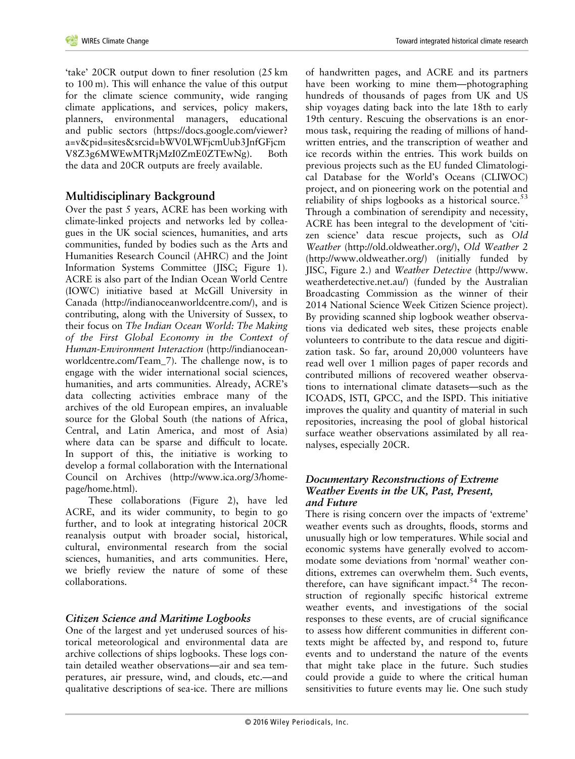'take' 20CR output down to finer resolution (25 km to 100 m). This will enhance the value of this output for the climate science community, wide ranging climate applications, and services, policy makers, planners, environmental managers, educational and public sectors (https://docs.google.com/viewer?a=v&pid=sites&srcid=bWV0LWFjcmUub3JnfGFjcmV8Z3g6MWEwMTRjMzI0ZmE0ZTEwNg). Both the data and 20CR outputs are freely available.

## Multidisciplinary Background

Over the past 5 years, ACRE has been working with climate-linked projects and networks led by colleagues in the UK social sciences, humanities, and arts communities, funded by bodies such as the Arts and Humanities Research Council (AHRC) and the Joint Information Systems Committee (JISC; Figure 1). ACRE is also part of the Indian Ocean World Centre (IOWC) initiative based at McGill University in Canada (http://indianoceanworldcentre.com/), and is contributing, along with the University of Sussex, to their focus on *The Indian Ocean World: The Making of the First Global Economy in the Context of Human-Environment Interaction* (http://indianoceanworldcentre.com/Team_7). The challenge now, is to engage with the wider international social sciences, humanities, and arts communities. Already, ACRE's data collecting activities embrace many of the archives of the old European empires, an invaluable source for the Global South (the nations of Africa, Central, and Latin America, and most of Asia) where data can be sparse and difficult to locate. In support of this, the initiative is working to develop a formal collaboration with the International Council on Archives (http://www.ica.org/3/homepage/home.html).

These collaborations (Figure 2), have led ACRE, and its wider community, to begin to go further, and to look at integrating historical 20CR reanalysis output with broader social, historical, cultural, environmental research from the social sciences, humanities, and arts communities. Here, we briefly review the nature of some of these collaborations.

### *Citizen Science and Maritime Logbooks*

One of the largest and yet underused sources of historical meteorological and environmental data are archive collections of ships logbooks. These logs contain detailed weather observations—air and sea temperatures, air pressure, wind, and clouds, etc.—and qualitative descriptions of sea-ice. There are millions of handwritten pages, and ACRE and its partners have been working to mine them—photographing hundreds of thousands of pages from UK and US ship voyages dating back into the late 18th to early 19th century. Rescuing the observations is an enormous task, requiring the reading of millions of handwritten entries, and the transcription of weather and ice records within the entries. This work builds on previous projects such as the EU funded Climatological Database for the World's Oceans (CLIWOC) project, and on pioneering work on the potential and reliability of ships logbooks as a historical source.[53] Through a combination of serendipity and necessity, ACRE has been integral to the development of 'citizen science' data rescue projects, such as *Old Weather* (http://old.oldweather.org/), *Old Weather 2* (http://www.oldweather.org/) (initially funded by JISC, Figure 2.) and *Weather Detective* (http://www.weatherdetective.net.au/) (funded by the Australian Broadcasting Commission as the winner of their 2014 National Science Week Citizen Science project). By providing scanned ship logbook weather observations via dedicated web sites, these projects enable volunteers to contribute to the data rescue and digitization task. So far, around 20,000 volunteers have read well over 1 million pages of paper records and contributed millions of recovered weather observations to international climate datasets—such as the ICOADS, ISTI, GPCC, and the ISPD. This initiative improves the quality and quantity of material in such repositories, increasing the pool of global historical surface weather observations assimilated by all reanalyses, especially 20CR.

### *Documentary Reconstructions of Extreme Weather Events in the UK, Past, Present, and Future*

There is rising concern over the impacts of 'extreme' weather events such as droughts, floods, storms and unusually high or low temperatures. While social and economic systems have generally evolved to accommodate some deviations from 'normal' weather conditions, extremes can overwhelm them. Such events, therefore, can have significant impact.[54] The reconstruction of regionally specific historical extreme weather events, and investigations of the social responses to these events, are of crucial significance to assess how different communities in different contexts might be affected by, and respond to, future events and to understand the nature of the events that might take place in the future. Such studies could provide a guide to where the critical human sensitivities to future events may lie. One such study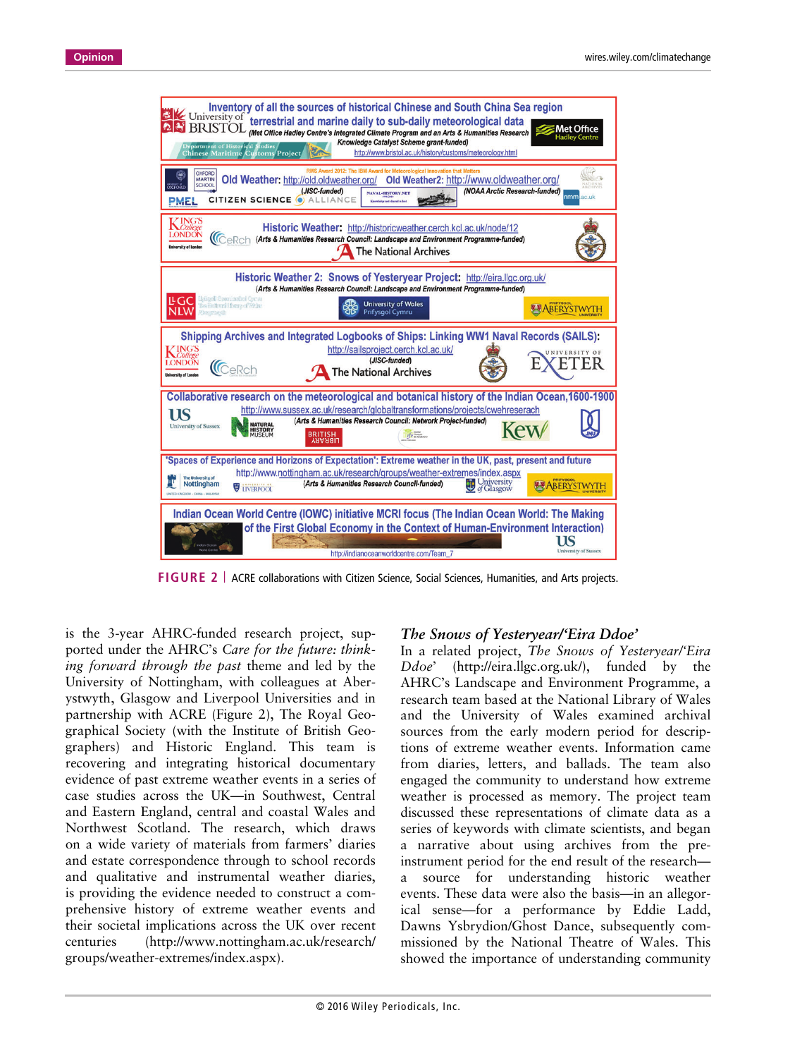FIGURE 2 | ACRE collaborations with Citizen Science, Social Sciences, Humanities, and Arts projects.

is the 3-year AHRC-funded research project, supported under the AHRC's *Care for the future: thinking forward through the past* theme and led by the University of Nottingham, with colleagues at Aberystwyth, Glasgow and Liverpool Universities and in partnership with ACRE (Figure 2), The Royal Geographical Society (with the Institute of British Geographers) and Historic England. This team is recovering and integrating historical documentary evidence of past extreme weather events in a series of case studies across the UK—in Southwest, Central and Eastern England, central and coastal Wales and Northwest Scotland. The research, which draws on a wide variety of materials from farmers' diaries and estate correspondence through to school records and qualitative and instrumental weather diaries, is providing the evidence needed to construct a comprehensive history of extreme weather events and their societal implications across the UK over recent centuries (http://www.nottingham.ac.uk/research/groups/weather-extremes/index.aspx).

### *The Snows of Yesteryear/'Eira Ddoe'*

In a related project, *The Snows of Yesteryear/'Eira Ddoe'* (http://eira.llgc.org.uk/), funded by the AHRC's Landscape and Environment Programme, a research team based at the National Library of Wales and the University of Wales examined archival sources from the early modern period for descriptions of extreme weather events. Information came from diaries, letters, and ballads. The team also engaged the community to understand how extreme weather is processed as memory. The project team discussed these representations of climate data as a series of keywords with climate scientists, and began a narrative about using archives from the pre-instrument period for the end result of the research—a source for understanding historic weather events. These data were also the basis—in an allegorical sense—for a performance by Eddie Ladd, Dawns Ysbrydion/Ghost Dance, subsequently commissioned by the National Theatre of Wales. This showed the importance of understanding community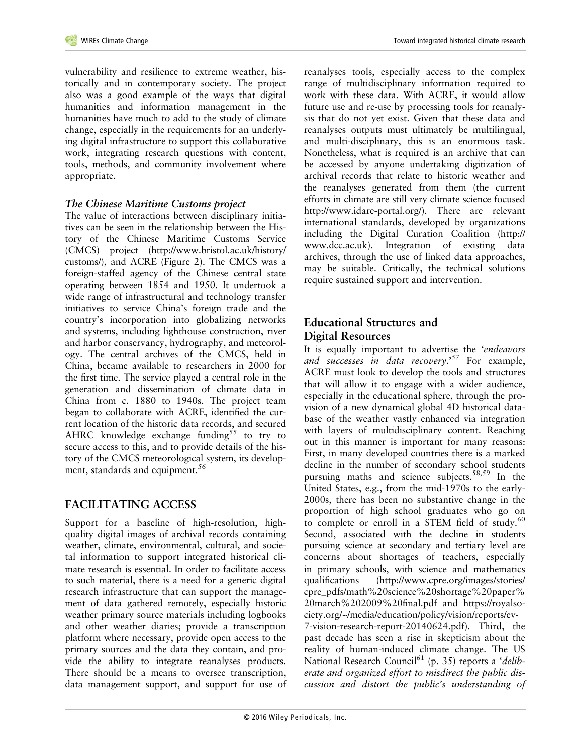vulnerability and resilience to extreme weather, historically and in contemporary society. The project also was a good example of the ways that digital humanities and information management in the humanities have much to add to the study of climate change, especially in the requirements for an underlying digital infrastructure to support this collaborative work, integrating research questions with content, tools, methods, and community involvement where appropriate.

### *The Chinese Maritime Customs project*

The value of interactions between disciplinary initiatives can be seen in the relationship between the History of the Chinese Maritime Customs Service (CMCS) project (http://www.bristol.ac.uk/history/customs/), and ACRE (Figure 2). The CMCS was a foreign-staffed agency of the Chinese central state operating between 1854 and 1950. It undertook a wide range of infrastructural and technology transfer initiatives to service China's foreign trade and the country's incorporation into globalizing networks and systems, including lighthouse construction, river and harbor conservancy, hydrography, and meteorology. The central archives of the CMCS, held in China, became available to researchers in 2000 for the first time. The service played a central role in the generation and dissemination of climate data in China from c. 1880 to 1940s. The project team began to collaborate with ACRE, identified the current location of the historic data records, and secured AHRC knowledge exchange funding[55] to try to secure access to this, and to provide details of the history of the CMCS meteorological system, its development, standards and equipment.[56]

## FACILITATING ACCESS

Support for a baseline of high-resolution, high-quality digital images of archival records containing weather, climate, environmental, cultural, and societal information to support integrated historical climate research is essential. In order to facilitate access to such material, there is a need for a generic digital research infrastructure that can support the management of data gathered remotely, especially historic weather primary source materials including logbooks and other weather diaries; provide a transcription platform where necessary, provide open access to the primary sources and the data they contain, and provide the ability to integrate reanalyses products. There should be a means to oversee transcription, data management support, and support for use of reanalyses tools, especially access to the complex range of multidisciplinary information required to work with these data. With ACRE, it would allow future use and re-use by processing tools for reanalysis that do not yet exist. Given that these data and reanalyses outputs must ultimately be multilingual, and multi-disciplinary, this is an enormous task. Nonetheless, what is required is an archive that can be accessed by anyone undertaking digitization of archival records that relate to historic weather and the reanalyses generated from them (the current efforts in climate are still very climate science focused http://www.idare-portal.org/). There are relevant international standards, developed by organizations including the Digital Curation Coalition (http://www.dcc.ac.uk). Integration of existing data archives, through the use of linked data approaches, may be suitable. Critically, the technical solutions require sustained support and intervention.

## Educational Structures and Digital Resources

It is equally important to advertise the '*endeavors and successes in data recovery*.'[57] For example, ACRE must look to develop the tools and structures that will allow it to engage with a wider audience, especially in the educational sphere, through the provision of a new dynamical global 4D historical database of the weather vastly enhanced via integration with layers of multidisciplinary content. Reaching out in this manner is important for many reasons: First, in many developed countries there is a marked decline in the number of secondary school students pursuing maths and science subjects.[58,59] In the United States, e.g., from the mid-1970s to the early-2000s, there has been no substantive change in the proportion of high school graduates who go on to complete or enroll in a STEM field of study.[60] Second, associated with the decline in students pursuing science at secondary and tertiary level are concerns about shortages of teachers, especially in primary schools, with science and mathematics qualifications (http://www.cpre.org/images/stories/cpre_pdfs/math%20science%20shortage%20paper%20march%202009%20final.pdf and https://royalsociety.org/~/media/education/policy/vision/reports/ev-7-vision-research-report-20140624.pdf). Third, the past decade has seen a rise in skepticism about the reality of human-induced climate change. The US National Research Council[61] (p. 35) reports a '*deliberate and organized effort to misdirect the public discussion and distort the public's understanding of*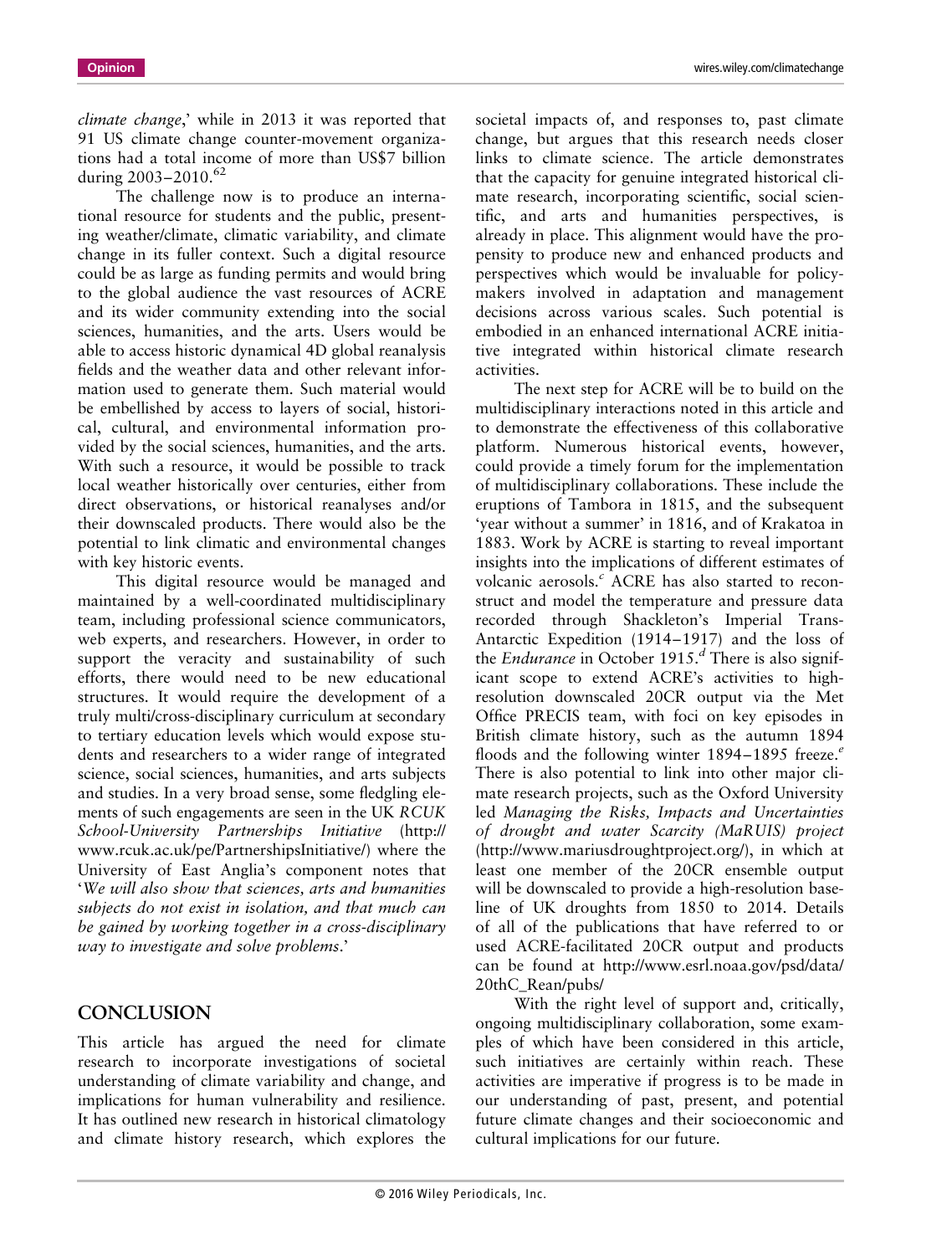*climate change*,' while in 2013 it was reported that 91 US climate change counter-movement organizations had a total income of more than US$7 billion during 2003–2010.[62]

The challenge now is to produce an international resource for students and the public, presenting weather/climate, climatic variability, and climate change in its fuller context. Such a digital resource could be as large as funding permits and would bring to the global audience the vast resources of ACRE and its wider community extending into the social sciences, humanities, and the arts. Users would be able to access historic dynamical 4D global reanalysis fields and the weather data and other relevant information used to generate them. Such material would be embellished by access to layers of social, historical, cultural, and environmental information provided by the social sciences, humanities, and the arts. With such a resource, it would be possible to track local weather historically over centuries, either from direct observations, or historical reanalyses and/or their downscaled products. There would also be the potential to link climatic and environmental changes with key historic events.

This digital resource would be managed and maintained by a well-coordinated multidisciplinary team, including professional science communicators, web experts, and researchers. However, in order to support the veracity and sustainability of such efforts, there would need to be new educational structures. It would require the development of a truly multi/cross-disciplinary curriculum at secondary to tertiary education levels which would expose students and researchers to a wider range of integrated science, social sciences, humanities, and arts subjects and studies. In a very broad sense, some fledgling elements of such engagements are seen in the UK *RCUK School-University Partnerships Initiative* (http://www.rcuk.ac.uk/pe/PartnershipsInitiative/) where the University of East Anglia's component notes that '*We will also show that sciences, arts and humanities subjects do not exist in isolation, and that much can be gained by working together in a cross-disciplinary way to investigate and solve problems*.'

## CONCLUSION

This article has argued the need for climate research to incorporate investigations of societal understanding of climate variability and change, and implications for human vulnerability and resilience. It has outlined new research in historical climatology and climate history research, which explores the societal impacts of, and responses to, past climate change, but argues that this research needs closer links to climate science. The article demonstrates that the capacity for genuine integrated historical climate research, incorporating scientific, social scientific, and arts and humanities perspectives, is already in place. This alignment would have the propensity to produce new and enhanced products and perspectives which would be invaluable for policymakers involved in adaptation and management decisions across various scales. Such potential is embodied in an enhanced international ACRE initiative integrated within historical climate research activities.

The next step for ACRE will be to build on the multidisciplinary interactions noted in this article and to demonstrate the effectiveness of this collaborative platform. Numerous historical events, however, could provide a timely forum for the implementation of multidisciplinary collaborations. These include the eruptions of Tambora in 1815, and the subsequent 'year without a summer' in 1816, and of Krakatoa in 1883. Work by ACRE is starting to reveal important insights into the implications of different estimates of volcanic aerosols.[c] ACRE has also started to reconstruct and model the temperature and pressure data recorded through Shackleton's Imperial Trans-Antarctic Expedition (1914–1917) and the loss of the *Endurance* in October 1915.[d] There is also significant scope to extend ACRE's activities to high-resolution downscaled 20CR output via the Met Office PRECIS team, with foci on key episodes in British climate history, such as the autumn 1894 floods and the following winter 1894–1895 freeze.[e] There is also potential to link into other major climate research projects, such as the Oxford University led *Managing the Risks, Impacts and Uncertainties of drought and water Scarcity (MaRUIS) project* (http://www.mariusdroughtproject.org/), in which at least one member of the 20CR ensemble output will be downscaled to provide a high-resolution baseline of UK droughts from 1850 to 2014. Details of all of the publications that have referred to or used ACRE-facilitated 20CR output and products can be found at http://www.esrl.noaa.gov/psd/data/20thC_Rean/pubs/

With the right level of support and, critically, ongoing multidisciplinary collaboration, some examples of which have been considered in this article, such initiatives are certainly within reach. These activities are imperative if progress is to be made in our understanding of past, present, and potential future climate changes and their socioeconomic and cultural implications for our future.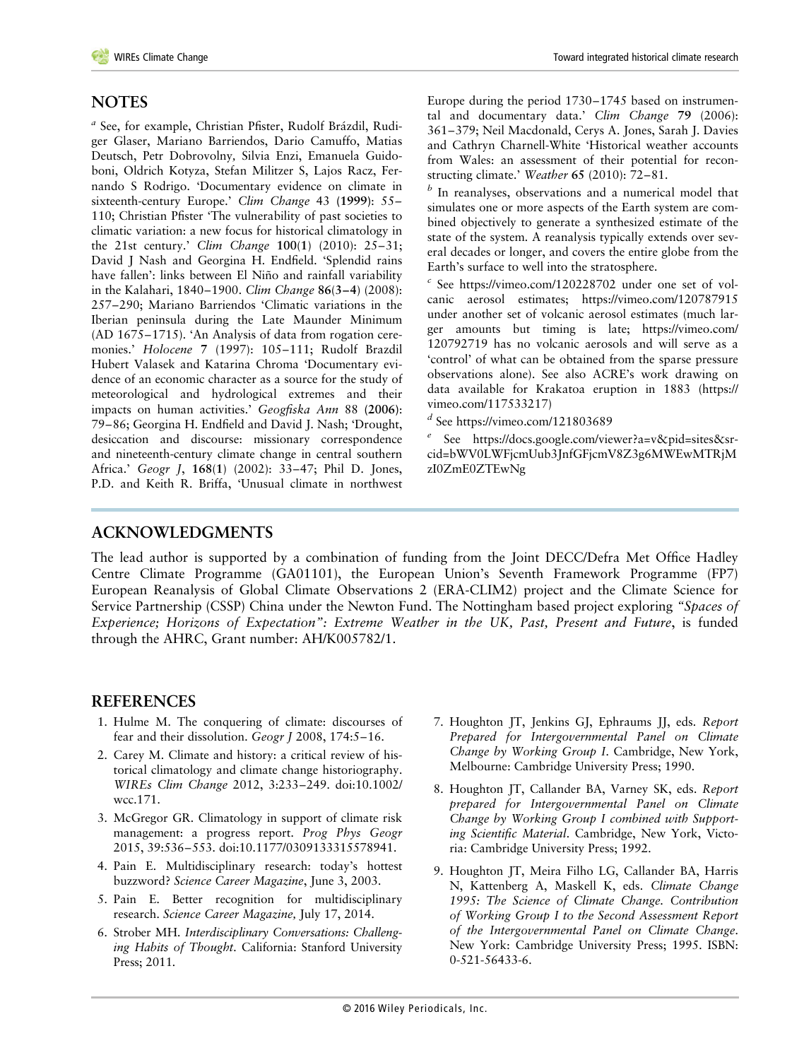## NOTES

[a] See, for example, Christian Pfister, Rudolf Brázdil, Rudiger Glaser, Mariano Barriendos, Dario Camuffo, Matias Deutsch, Petr Dobrovolny, Silvia Enzi, Emanuela Guidoboni, Oldrich Kotyza, Stefan Militzer S, Lajos Racz, Fernando S Rodrigo. 'Documentary evidence on climate in sixteenth-century Europe.' *Clim Change* 43 (**1999**): 55–110; Christian Pfister 'The vulnerability of past societies to climatic variation: a new focus for historical climatology in the 21st century.' *Clim Change* **100**(**1**) (2010): 25–31; David J Nash and Georgina H. Endfield. 'Splendid rains have fallen': links between El Niño and rainfall variability in the Kalahari, 1840–1900. *Clim Change* **86**(**3–4**) (2008): 257–290; Mariano Barriendos 'Climatic variations in the Iberian peninsula during the Late Maunder Minimum (AD 1675–1715). 'An Analysis of data from rogation ceremonies.' *Holocene* **7** (1997): 105–111; Rudolf Brazdil Hubert Valasek and Katarina Chroma 'Documentary evidence of an economic character as a source for the study of meteorological and hydrological extremes and their impacts on human activities.' *Geogfiska Ann* 88 (**2006**): 79–86; Georgina H. Endfield and David J. Nash; 'Drought, desiccation and discourse: missionary correspondence and nineteenth-century climate change in central southern Africa.' *Geogr J*, **168**(**1**) (2002): 33–47; Phil D. Jones, P.D. and Keith R. Briffa, 'Unusual climate in northwest Europe during the period 1730–1745 based on instrumental and documentary data.' *Clim Change* **79** (2006): 361–379; Neil Macdonald, Cerys A. Jones, Sarah J. Davies and Cathryn Charnell-White 'Historical weather accounts from Wales: an assessment of their potential for reconstructing climate.' *Weather* **65** (2010): 72–81.

[b] In reanalyses, observations and a numerical model that simulates one or more aspects of the Earth system are combined objectively to generate a synthesized estimate of the state of the system. A reanalysis typically extends over several decades or longer, and covers the entire globe from the Earth's surface to well into the stratosphere.

[c] See https://vimeo.com/120228702 under one set of volcanic aerosol estimates; https://vimeo.com/120787915 under another set of volcanic aerosol estimates (much larger amounts but timing is late; https://vimeo.com/120792719 has no volcanic aerosols and will serve as a 'control' of what can be obtained from the sparse pressure observations alone). See also ACRE's work drawing on data available for Krakatoa eruption in 1883 (https://vimeo.com/117533217)

[d] See https://vimeo.com/121803689

[e] See https://docs.google.com/viewer?a=v&pid=sites&srcid=bWV0LWFjcmUub3JnfGFjcmV8Z3g6MWEwMTRjMzI0ZmE0ZTEwNg

## ACKNOWLEDGMENTS

The lead author is supported by a combination of funding from the Joint DECC/Defra Met Office Hadley Centre Climate Programme (GA01101), the European Union's Seventh Framework Programme (FP7) European Reanalysis of Global Climate Observations 2 (ERA-CLIM2) project and the Climate Science for Service Partnership (CSSP) China under the Newton Fund. The Nottingham based project exploring *"Spaces of Experience; Horizons of Expectation": Extreme Weather in the UK, Past, Present and Future*, is funded through the AHRC, Grant number: AH/K005782/1.

## REFERENCES

1. Hulme M. The conquering of climate: discourses of fear and their dissolution. *Geogr J* 2008, 174:5–16.
2. Carey M. Climate and history: a critical review of historical climatology and climate change historiography. *WIREs Clim Change* 2012, 3:233–249. doi:10.1002/wcc.171.
3. McGregor GR. Climatology in support of climate risk management: a progress report. *Prog Phys Geogr* 2015, 39:536–553. doi:10.1177/0309133315578941.
4. Pain E. Multidisciplinary research: today's hottest buzzword? *Science Career Magazine*, June 3, 2003.
5. Pain E. Better recognition for multidisciplinary research. *Science Career Magazine,* July 17, 2014.
6. Strober MH. *Interdisciplinary Conversations: Challenging Habits of Thought*. California: Stanford University Press; 2011.
7. Houghton JT, Jenkins GJ, Ephraums JJ, eds. *Report Prepared for Intergovernmental Panel on Climate Change by Working Group I*. Cambridge, New York, Melbourne: Cambridge University Press; 1990.
8. Houghton JT, Callander BA, Varney SK, eds. *Report prepared for Intergovernmental Panel on Climate Change by Working Group I combined with Supporting Scientific Material*. Cambridge, New York, Victoria: Cambridge University Press; 1992.
9. Houghton JT, Meira Filho LG, Callander BA, Harris N, Kattenberg A, Maskell K, eds. *Climate Change 1995: The Science of Climate Change. Contribution of Working Group I to the Second Assessment Report of the Intergovernmental Panel on Climate Change*. New York: Cambridge University Press; 1995. ISBN: 0-521-56433-6.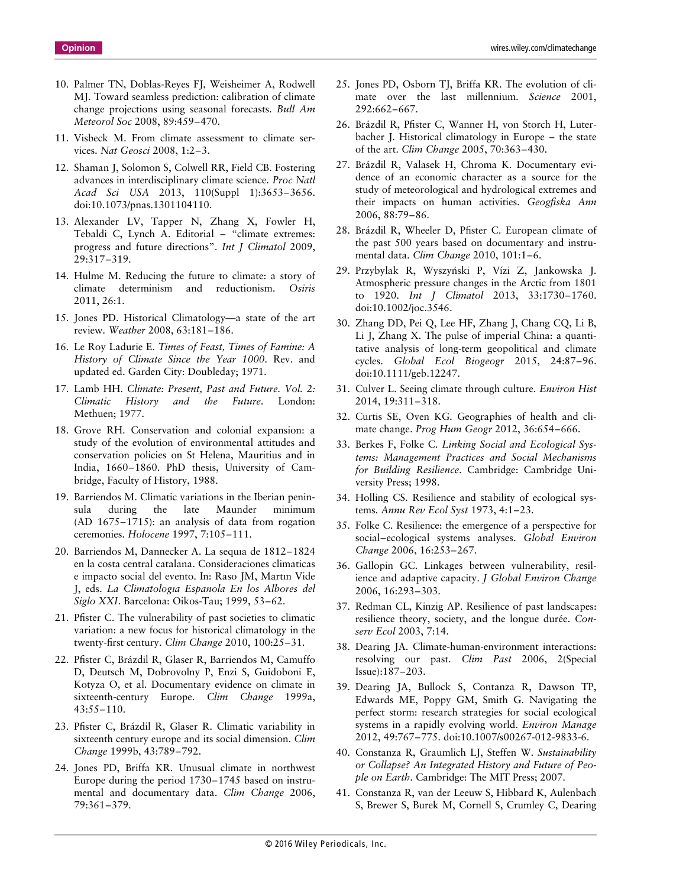10. Palmer TN, Doblas-Reyes FJ, Weisheimer A, Rodwell MJ. Toward seamless prediction: calibration of climate change projections using seasonal forecasts. *Bull Am Meteorol Soc* 2008, 89:459–470.
11. Visbeck M. From climate assessment to climate services. *Nat Geosci* 2008, 1:2–3.
12. Shaman J, Solomon S, Colwell RR, Field CB. Fostering advances in interdisciplinary climate science. *Proc Natl Acad Sci USA* 2013, 110(Suppl 1):3653–3656. doi:10.1073/pnas.1301104110.
13. Alexander LV, Tapper N, Zhang X, Fowler H, Tebaldi C, Lynch A. Editorial – "climate extremes: progress and future directions". *Int J Climatol* 2009, 29:317–319.
14. Hulme M. Reducing the future to climate: a story of climate determinism and reductionism. *Osiris* 2011, 26:1.
15. Jones PD. Historical Climatology—a state of the art review. *Weather* 2008, 63:181–186.
16. Le Roy Ladurie E. *Times of Feast, Times of Famine: A History of Climate Since the Year 1000*. Rev. and updated ed. Garden City: Doubleday; 1971.
17. Lamb HH. *Climate: Present, Past and Future. Vol. 2: Climatic History and the Future*. London: Methuen; 1977.
18. Grove RH. Conservation and colonial expansion: a study of the evolution of environmental attitudes and conservation policies on St Helena, Mauritius and in India, 1660–1860. PhD thesis, University of Cambridge, Faculty of History, 1988.
19. Barriendos M. Climatic variations in the Iberian peninsula during the late Maunder minimum (AD 1675–1715): an analysis of data from rogation ceremonies. *Holocene* 1997, 7:105–111.
20. Barriendos M, Dannecker A. La sequıa de 1812–1824 en la costa central catalana. Consideraciones climaticas e impacto social del evento. In: Raso JM, Martın Vide J, eds. *La Climatologıa Espanola En los Albores del Siglo XXI*. Barcelona: Oikos-Tau; 1999, 53–62.
21. Pfister C. The vulnerability of past societies to climatic variation: a new focus for historical climatology in the twenty-first century. *Clim Change* 2010, 100:25–31.
22. Pfister C, Brázdil R, Glaser R, Barriendos M, Camuffo D, Deutsch M, Dobrovolny P, Enzi S, Guidoboni E, Kotyza O, et al. Documentary evidence on climate in sixteenth-century Europe. *Clim Change* 1999a, 43:55–110.
23. Pfister C, Brázdil R, Glaser R. Climatic variability in sixteenth century europe and its social dimension. *Clim Change* 1999b, 43:789–792.
24. Jones PD, Briffa KR. Unusual climate in northwest Europe during the period 1730–1745 based on instrumental and documentary data. *Clim Change* 2006, 79:361–379.
25. Jones PD, Osborn TJ, Briffa KR. The evolution of climate over the last millennium. *Science* 2001, 292:662–667.
26. Brázdil R, Pfister C, Wanner H, von Storch H, Luterbacher J. Historical climatology in Europe – the state of the art. *Clim Change* 2005, 70:363–430.
27. Brázdil R, Valasek H, Chroma K. Documentary evidence of an economic character as a source for the study of meteorological and hydrological extremes and their impacts on human activities. *Geogfiska Ann* 2006, 88:79–86.
28. Brázdil R, Wheeler D, Pfister C. European climate of the past 500 years based on documentary and instrumental data. *Clim Change* 2010, 101:1–6.
29. Przybylak R, Wyszyński P, Vízi Z, Jankowska J. Atmospheric pressure changes in the Arctic from 1801 to 1920. *Int J Climatol* 2013, 33:1730–1760. doi:10.1002/joc.3546.
30. Zhang DD, Pei Q, Lee HF, Zhang J, Chang CQ, Li B, Li J, Zhang X. The pulse of imperial China: a quantitative analysis of long-term geopolitical and climate cycles. *Global Ecol Biogeogr* 2015, 24:87–96. doi:10.1111/geb.12247.
31. Culver L. Seeing climate through culture. *Environ Hist* 2014, 19:311–318.
32. Curtis SE, Oven KG. Geographies of health and climate change. *Prog Hum Geogr* 2012, 36:654–666.
33. Berkes F, Folke C. *Linking Social and Ecological Systems: Management Practices and Social Mechanisms for Building Resilience*. Cambridge: Cambridge University Press; 1998.
34. Holling CS. Resilience and stability of ecological systems. *Annu Rev Ecol Syst* 1973, 4:1–23.
35. Folke C. Resilience: the emergence of a perspective for social–ecological systems analyses. *Global Environ Change* 2006, 16:253–267.
36. Gallopin GC. Linkages between vulnerability, resilience and adaptive capacity. *J Global Environ Change* 2006, 16:293–303.
37. Redman CL, Kinzig AP. Resilience of past landscapes: resilience theory, society, and the longue durée. *Conserv Ecol* 2003, 7:14.
38. Dearing JA. Climate-human-environment interactions: resolving our past. *Clim Past* 2006, 2(Special Issue):187–203.
39. Dearing JA, Bullock S, Contanza R, Dawson TP, Edwards ME, Poppy GM, Smith G. Navigating the perfect storm: research strategies for social ecological systems in a rapidly evolving world. *Environ Manage* 2012, 49:767–775. doi:10.1007/s00267-012-9833-6.
40. Constanza R, Graumlich LJ, Steffen W. *Sustainability or Collapse? An Integrated History and Future of People on Earth*. Cambridge: The MIT Press; 2007.
41. Constanza R, van der Leeuw S, Hibbard K, Aulenbach S, Brewer S, Burek M, Cornell S, Crumley C, Dearing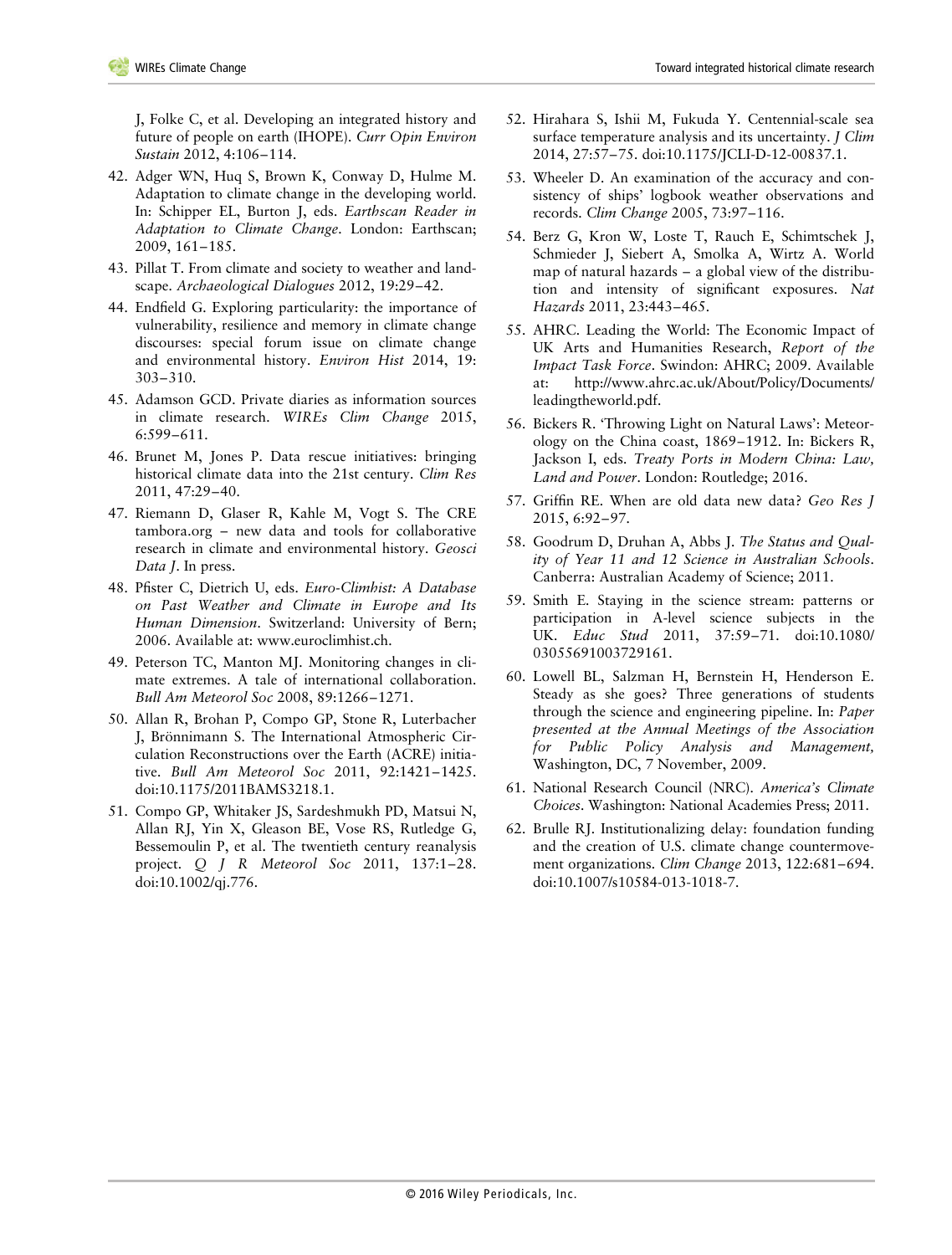J, Folke C, et al. Developing an integrated history and future of people on earth (IHOPE). *Curr Opin Environ Sustain* 2012, 4:106–114.

42. Adger WN, Huq S, Brown K, Conway D, Hulme M. Adaptation to climate change in the developing world. In: Schipper EL, Burton J, eds. *Earthscan Reader in Adaptation to Climate Change*. London: Earthscan; 2009, 161–185.

43. Pillat T. From climate and society to weather and landscape. *Archaeological Dialogues* 2012, 19:29–42.

44. Endfield G. Exploring particularity: the importance of vulnerability, resilience and memory in climate change discourses: special forum issue on climate change and environmental history. *Environ Hist* 2014, 19: 303–310.

45. Adamson GCD. Private diaries as information sources in climate research. *WIREs Clim Change* 2015, 6:599–611.

46. Brunet M, Jones P. Data rescue initiatives: bringing historical climate data into the 21st century. *Clim Res* 2011, 47:29–40.

47. Riemann D, Glaser R, Kahle M, Vogt S. The CRE tambora.org – new data and tools for collaborative research in climate and environmental history. *Geosci Data J*. In press.

48. Pfister C, Dietrich U, eds. *Euro-Climhist: A Database on Past Weather and Climate in Europe and Its Human Dimension*. Switzerland: University of Bern; 2006. Available at: www.euroclimhist.ch.

49. Peterson TC, Manton MJ. Monitoring changes in climate extremes. A tale of international collaboration. *Bull Am Meteorol Soc* 2008, 89:1266–1271.

50. Allan R, Brohan P, Compo GP, Stone R, Luterbacher J, Brönnimann S. The International Atmospheric Circulation Reconstructions over the Earth (ACRE) initiative. *Bull Am Meteorol Soc* 2011, 92:1421–1425. doi:10.1175/2011BAMS3218.1.

51. Compo GP, Whitaker JS, Sardeshmukh PD, Matsui N, Allan RJ, Yin X, Gleason BE, Vose RS, Rutledge G, Bessemoulin P, et al. The twentieth century reanalysis project. *Q J R Meteorol Soc* 2011, 137:1–28. doi:10.1002/qj.776.

52. Hirahara S, Ishii M, Fukuda Y. Centennial-scale sea surface temperature analysis and its uncertainty. *J Clim* 2014, 27:57–75. doi:10.1175/JCLI-D-12-00837.1.

53. Wheeler D. An examination of the accuracy and consistency of ships' logbook weather observations and records. *Clim Change* 2005, 73:97–116.

54. Berz G, Kron W, Loste T, Rauch E, Schimtschek J, Schmieder J, Siebert A, Smolka A, Wirtz A. World map of natural hazards – a global view of the distribution and intensity of significant exposures. *Nat Hazards* 2011, 23:443–465.

55. AHRC. Leading the World: The Economic Impact of UK Arts and Humanities Research, *Report of the Impact Task Force*. Swindon: AHRC; 2009. Available at: http://www.ahrc.ac.uk/About/Policy/Documents/leadingtheworld.pdf.

56. Bickers R. 'Throwing Light on Natural Laws': Meteorology on the China coast, 1869–1912. In: Bickers R, Jackson I, eds. *Treaty Ports in Modern China: Law, Land and Power*. London: Routledge; 2016.

57. Griffin RE. When are old data new data? *Geo Res J* 2015, 6:92–97.

58. Goodrum D, Druhan A, Abbs J. *The Status and Quality of Year 11 and 12 Science in Australian Schools*. Canberra: Australian Academy of Science; 2011.

59. Smith E. Staying in the science stream: patterns or participation in A-level science subjects in the UK. *Educ Stud* 2011, 37:59–71. doi:10.1080/03055691003729161.

60. Lowell BL, Salzman H, Bernstein H, Henderson E. Steady as she goes? Three generations of students through the science and engineering pipeline. In: *Paper presented at the Annual Meetings of the Association for Public Policy Analysis and Management,* Washington, DC, 7 November, 2009.

61. National Research Council (NRC). *America's Climate Choices*. Washington: National Academies Press; 2011.

62. Brulle RJ. Institutionalizing delay: foundation funding and the creation of U.S. climate change countermovement organizations. *Clim Change* 2013, 122:681–694. doi:10.1007/s10584-013-1018-7.